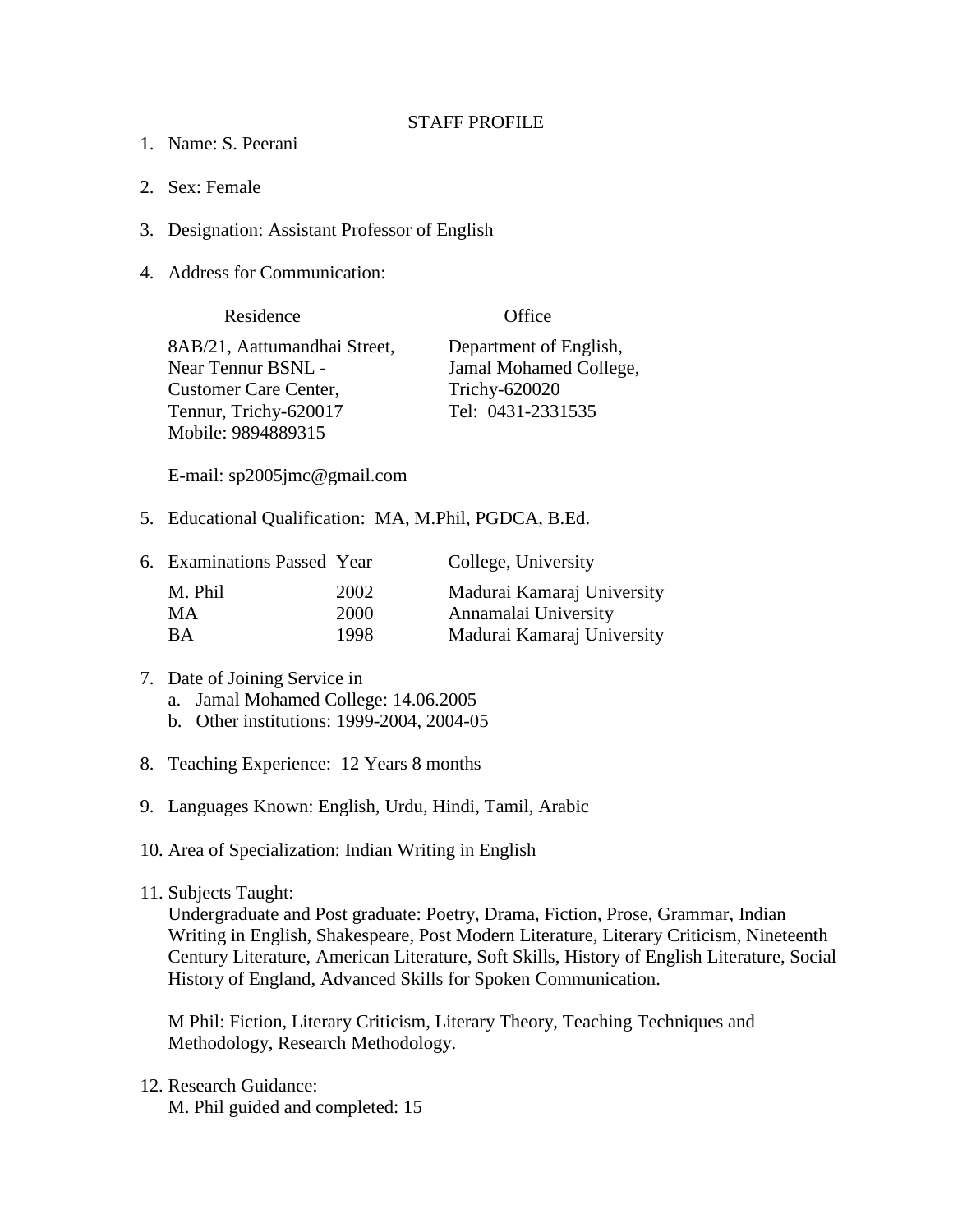# STAFF PROFILE

1. Name: S. Peerani

2. Sex: Female

3. Designation: Assistant Professor of English

4. Address for Communication:

| Residence | Office |
|---|---|
| 8AB/21, Aattumandhai Street,<br>Near Tennur BSNL -<br>Customer Care Center,<br>Tennur, Trichy-620017<br>Mobile: 9894889315 | Department of English,<br>Jamal Mohamed College,<br>Trichy-620020<br>Tel: 0431-2331535 |

   E-mail: sp2005jmc@gmail.com

5. Educational Qualification: MA, M.Phil, PGDCA, B.Ed.

6. Examinations Passed

| Examinations Passed | Year | College, University |
|---|---|---|
| M. Phil | 2002 | Madurai Kamaraj University |
| MA | 2000 | Annamalai University |
| BA | 1998 | Madurai Kamaraj University |

7. Date of Joining Service in
   a. Jamal Mohamed College: 14.06.2005
   b. Other institutions: 1999-2004, 2004-05

8. Teaching Experience: 12 Years 8 months

9. Languages Known: English, Urdu, Hindi, Tamil, Arabic

10. Area of Specialization: Indian Writing in English

11. Subjects Taught:
    Undergraduate and Post graduate: Poetry, Drama, Fiction, Prose, Grammar, Indian Writing in English, Shakespeare, Post Modern Literature, Literary Criticism, Nineteenth Century Literature, American Literature, Soft Skills, History of English Literature, Social History of England, Advanced Skills for Spoken Communication.

    M Phil: Fiction, Literary Criticism, Literary Theory, Teaching Techniques and Methodology, Research Methodology.

12. Research Guidance:
    M. Phil guided and completed: 15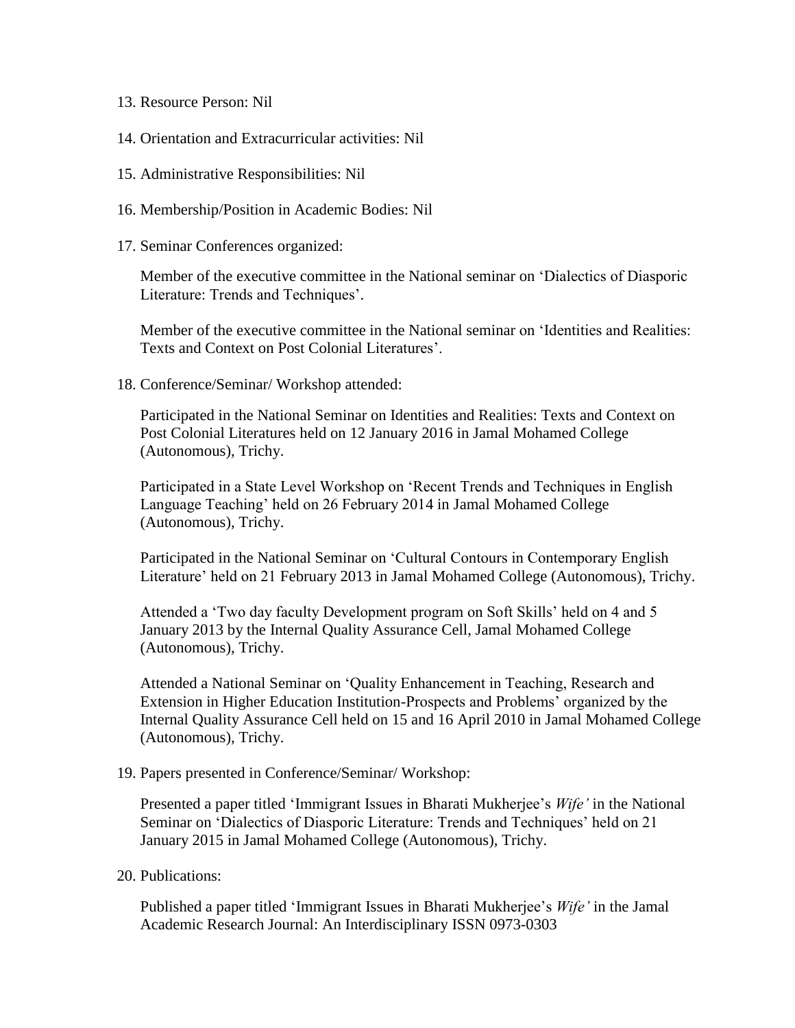13. Resource Person: Nil

14. Orientation and Extracurricular activities: Nil

15. Administrative Responsibilities: Nil

16. Membership/Position in Academic Bodies: Nil

17. Seminar Conferences organized:

    Member of the executive committee in the National seminar on 'Dialectics of Diasporic Literature: Trends and Techniques'.

    Member of the executive committee in the National seminar on 'Identities and Realities: Texts and Context on Post Colonial Literatures'.

18. Conference/Seminar/ Workshop attended:

    Participated in the National Seminar on Identities and Realities: Texts and Context on Post Colonial Literatures held on 12 January 2016 in Jamal Mohamed College (Autonomous), Trichy.

    Participated in a State Level Workshop on 'Recent Trends and Techniques in English Language Teaching' held on 26 February 2014 in Jamal Mohamed College (Autonomous), Trichy.

    Participated in the National Seminar on 'Cultural Contours in Contemporary English Literature' held on 21 February 2013 in Jamal Mohamed College (Autonomous), Trichy.

    Attended a 'Two day faculty Development program on Soft Skills' held on 4 and 5 January 2013 by the Internal Quality Assurance Cell, Jamal Mohamed College (Autonomous), Trichy.

    Attended a National Seminar on 'Quality Enhancement in Teaching, Research and Extension in Higher Education Institution-Prospects and Problems' organized by the Internal Quality Assurance Cell held on 15 and 16 April 2010 in Jamal Mohamed College (Autonomous), Trichy.

19. Papers presented in Conference/Seminar/ Workshop:

    Presented a paper titled 'Immigrant Issues in Bharati Mukherjee's *Wife'* in the National Seminar on 'Dialectics of Diasporic Literature: Trends and Techniques' held on 21 January 2015 in Jamal Mohamed College (Autonomous), Trichy.

20. Publications:

    Published a paper titled 'Immigrant Issues in Bharati Mukherjee's *Wife'* in the Jamal Academic Research Journal: An Interdisciplinary ISSN 0973-0303